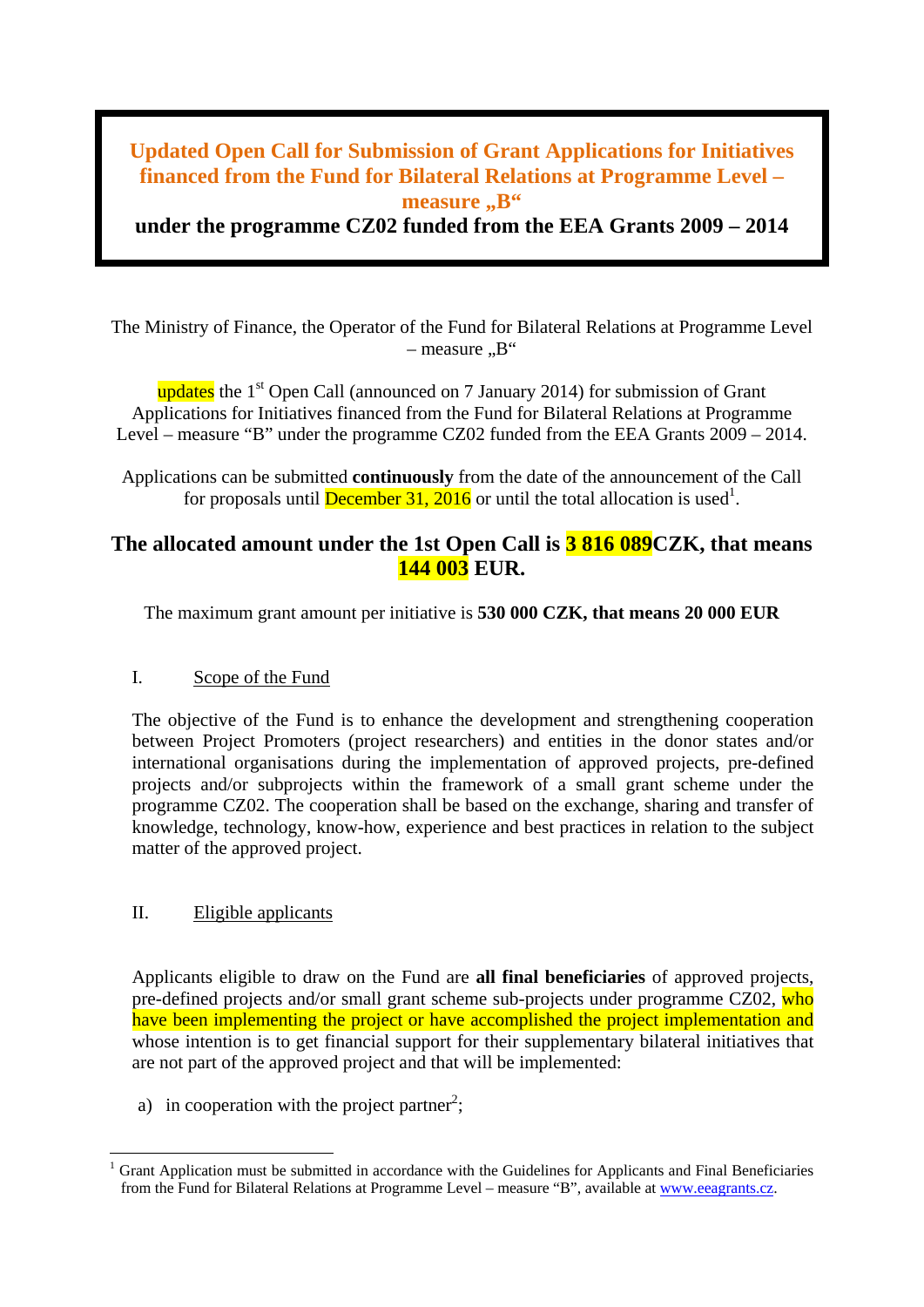# Updated Open Call for Submission of Grant Applications for Initiatives financed from the Fund for Bilateral Relations at Programme Level – measure „B"

**under the programme CZ02 funded from the EEA Grants 2009 – 2014**

The Ministry of Finance, the Operator of the Fund for Bilateral Relations at Programme Level – measure „B"

updates the 1st Open Call (announced on 7 January 2014) for submission of Grant Applications for Initiatives financed from the Fund for Bilateral Relations at Programme Level – measure "B" under the programme CZ02 funded from the EEA Grants 2009 – 2014.

Applications can be submitted **continuously** from the date of the announcement of the Call for proposals until December 31, 2016 or until the total allocation is used[1].

## The allocated amount under the 1st Open Call is 3 816 089CZK, that means 144 003 EUR.

The maximum grant amount per initiative is **530 000 CZK, that means 20 000 EUR**

## I. Scope of the Fund

The objective of the Fund is to enhance the development and strengthening cooperation between Project Promoters (project researchers) and entities in the donor states and/or international organisations during the implementation of approved projects, pre-defined projects and/or subprojects within the framework of a small grant scheme under the programme CZ02. The cooperation shall be based on the exchange, sharing and transfer of knowledge, technology, know-how, experience and best practices in relation to the subject matter of the approved project.

## II. Eligible applicants

Applicants eligible to draw on the Fund are **all final beneficiaries** of approved projects, pre-defined projects and/or small grant scheme sub-projects under programme CZ02, who have been implementing the project or have accomplished the project implementation and whose intention is to get financial support for their supplementary bilateral initiatives that are not part of the approved project and that will be implemented:

a) in cooperation with the project partner[2];

[1] Grant Application must be submitted in accordance with the Guidelines for Applicants and Final Beneficiaries from the Fund for Bilateral Relations at Programme Level – measure "B", available at www.eeagrants.cz.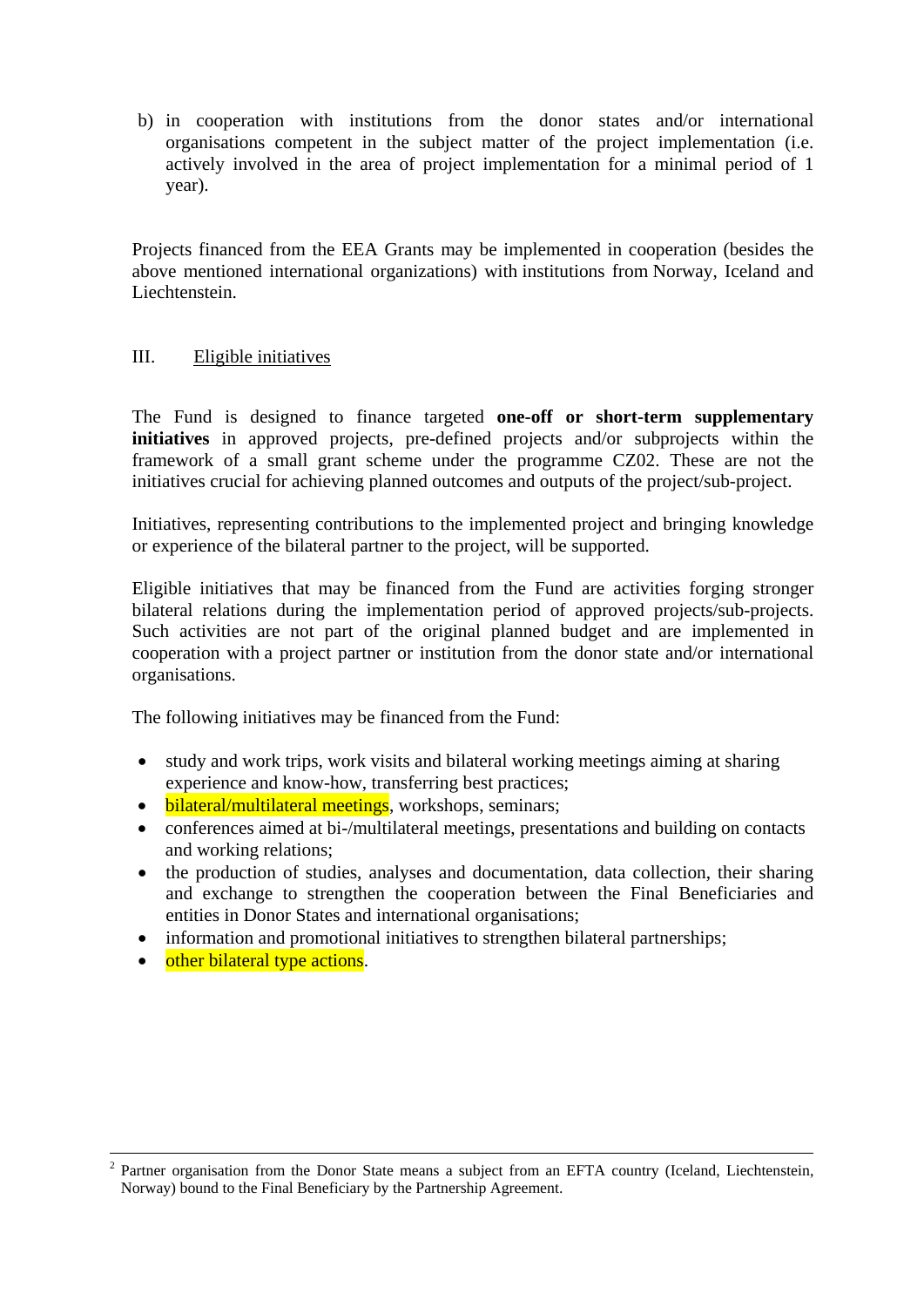b) in cooperation with institutions from the donor states and/or international organisations competent in the subject matter of the project implementation (i.e. actively involved in the area of project implementation for a minimal period of 1 year).

Projects financed from the EEA Grants may be implemented in cooperation (besides the above mentioned international organizations) with institutions from Norway, Iceland and Liechtenstein.

## III. Eligible initiatives

The Fund is designed to finance targeted **one-off or short-term supplementary initiatives** in approved projects, pre-defined projects and/or subprojects within the framework of a small grant scheme under the programme CZ02. These are not the initiatives crucial for achieving planned outcomes and outputs of the project/sub-project.

Initiatives, representing contributions to the implemented project and bringing knowledge or experience of the bilateral partner to the project, will be supported.

Eligible initiatives that may be financed from the Fund are activities forging stronger bilateral relations during the implementation period of approved projects/sub-projects. Such activities are not part of the original planned budget and are implemented in cooperation with a project partner or institution from the donor state and/or international organisations.

The following initiatives may be financed from the Fund:

- study and work trips, work visits and bilateral working meetings aiming at sharing experience and know-how, transferring best practices;
- bilateral/multilateral meetings, workshops, seminars;
- conferences aimed at bi-/multilateral meetings, presentations and building on contacts and working relations;
- the production of studies, analyses and documentation, data collection, their sharing and exchange to strengthen the cooperation between the Final Beneficiaries and entities in Donor States and international organisations;
- information and promotional initiatives to strengthen bilateral partnerships;
- other bilateral type actions.

[2] Partner organisation from the Donor State means a subject from an EFTA country (Iceland, Liechtenstein, Norway) bound to the Final Beneficiary by the Partnership Agreement.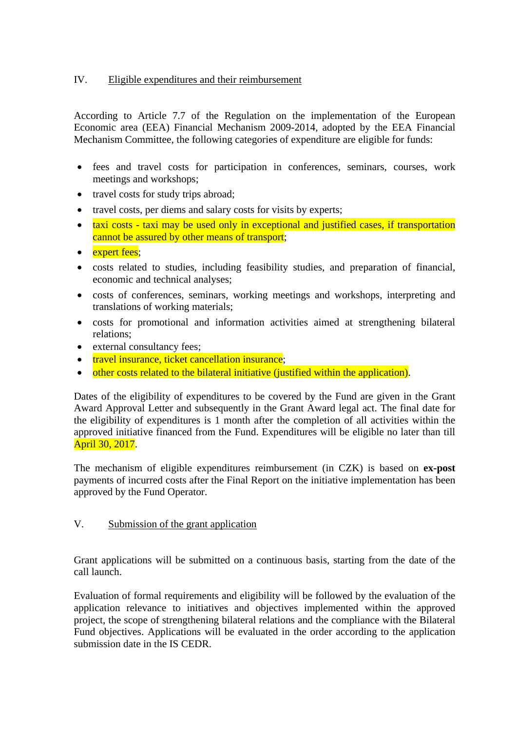## IV. Eligible expenditures and their reimbursement

According to Article 7.7 of the Regulation on the implementation of the European Economic area (EEA) Financial Mechanism 2009-2014, adopted by the EEA Financial Mechanism Committee, the following categories of expenditure are eligible for funds:

- fees and travel costs for participation in conferences, seminars, courses, work meetings and workshops;
- travel costs for study trips abroad;
- travel costs, per diems and salary costs for visits by experts;
- taxi costs - taxi may be used only in exceptional and justified cases, if transportation cannot be assured by other means of transport;
- expert fees;
- costs related to studies, including feasibility studies, and preparation of financial, economic and technical analyses;
- costs of conferences, seminars, working meetings and workshops, interpreting and translations of working materials;
- costs for promotional and information activities aimed at strengthening bilateral relations;
- external consultancy fees;
- travel insurance, ticket cancellation insurance;
- other costs related to the bilateral initiative (justified within the application).

Dates of the eligibility of expenditures to be covered by the Fund are given in the Grant Award Approval Letter and subsequently in the Grant Award legal act. The final date for the eligibility of expenditures is 1 month after the completion of all activities within the approved initiative financed from the Fund. Expenditures will be eligible no later than till April 30, 2017.

The mechanism of eligible expenditures reimbursement (in CZK) is based on **ex-post** payments of incurred costs after the Final Report on the initiative implementation has been approved by the Fund Operator.

## V. Submission of the grant application

Grant applications will be submitted on a continuous basis, starting from the date of the call launch.

Evaluation of formal requirements and eligibility will be followed by the evaluation of the application relevance to initiatives and objectives implemented within the approved project, the scope of strengthening bilateral relations and the compliance with the Bilateral Fund objectives. Applications will be evaluated in the order according to the application submission date in the IS CEDR.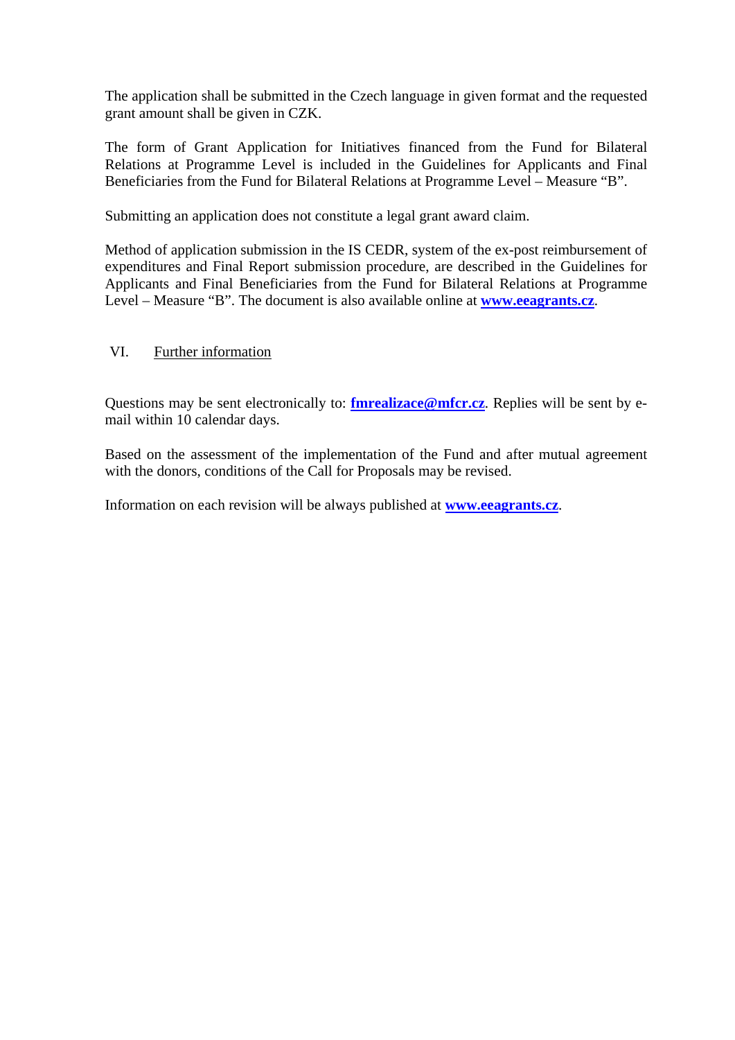The application shall be submitted in the Czech language in given format and the requested grant amount shall be given in CZK.

The form of Grant Application for Initiatives financed from the Fund for Bilateral Relations at Programme Level is included in the Guidelines for Applicants and Final Beneficiaries from the Fund for Bilateral Relations at Programme Level – Measure "B".

Submitting an application does not constitute a legal grant award claim.

Method of application submission in the IS CEDR, system of the ex-post reimbursement of expenditures and Final Report submission procedure, are described in the Guidelines for Applicants and Final Beneficiaries from the Fund for Bilateral Relations at Programme Level – Measure "B". The document is also available online at **www.eeagrants.cz**.

## VI. Further information

Questions may be sent electronically to: **fmrealizace@mfcr.cz**. Replies will be sent by e-mail within 10 calendar days.

Based on the assessment of the implementation of the Fund and after mutual agreement with the donors, conditions of the Call for Proposals may be revised.

Information on each revision will be always published at **www.eeagrants.cz**.